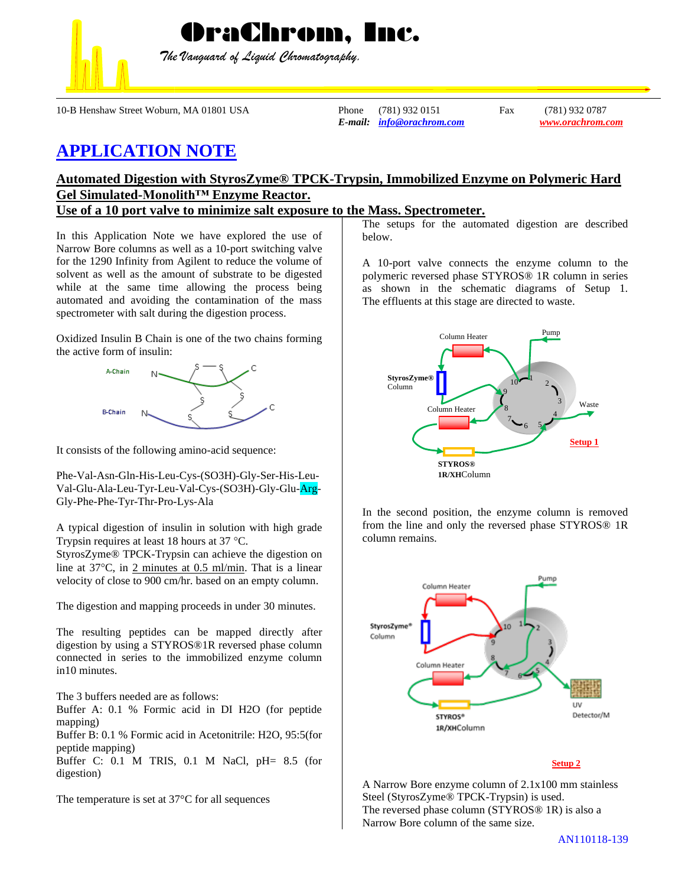# OraChrom, Inc.

*The Vanguard of Liquid Chromatography.*

10-B Henshaw Street Woburn, MA 01801 USA Phone (781) 932 0151 Fax (781) 932 0787
***E-mail:*** ***info@orachrom.com*** ***www.orachrom.com***

# APPLICATION NOTE

## Automated Digestion with StyrosZyme® TPCK-Trypsin, Immobilized Enzyme on Polymeric Hard Gel Simulated-Monolith™ Enzyme Reactor.
## Use of a 10 port valve to minimize salt exposure to the Mass. Spectrometer.

In this Application Note we have explored the use of Narrow Bore columns as well as a 10-port switching valve for the 1290 Infinity from Agilent to reduce the volume of solvent as well as the amount of substrate to be digested while at the same time allowing the process being automated and avoiding the contamination of the mass spectrometer with salt during the digestion process.

Oxidized Insulin B Chain is one of the two chains forming the active form of insulin:

It consists of the following amino-acid sequence:

Phe-Val-Asn-Gln-His-Leu-Cys-(SO3H)-Gly-Ser-His-Leu-Val-Glu-Ala-Leu-Tyr-Leu-Val-Cys-(SO3H)-Gly-Glu-Arg-Gly-Phe-Phe-Tyr-Thr-Pro-Lys-Ala

A typical digestion of insulin in solution with high grade Trypsin requires at least 18 hours at 37 °C.
StyrosZyme® TPCK-Trypsin can achieve the digestion on line at 37°C, in 2 minutes at 0.5 ml/min. That is a linear velocity of close to 900 cm/hr. based on an empty column.

The digestion and mapping proceeds in under 30 minutes.

The resulting peptides can be mapped directly after digestion by using a STYROS®1R reversed phase column connected in series to the immobilized enzyme column in10 minutes.

The 3 buffers needed are as follows:
Buffer A: 0.1 % Formic acid in DI H2O (for peptide mapping)
Buffer B: 0.1 % Formic acid in Acetonitrile: H2O, 95:5(for peptide mapping)
Buffer C: 0.1 M TRIS, 0.1 M NaCl, pH= 8.5 (for digestion)

The temperature is set at 37°C for all sequences

The setups for the automated digestion are described below.

A 10-port valve connects the enzyme column to the polymeric reversed phase STYROS® 1R column in series as shown in the schematic diagrams of Setup 1. The effluents at this stage are directed to waste.

Setup 1

In the second position, the enzyme column is removed from the line and only the reversed phase STYROS® 1R column remains.

Setup 2

A Narrow Bore enzyme column of 2.1x100 mm stainless Steel (StyrosZyme® TPCK-Trypsin) is used.
The reversed phase column (STYROS® 1R) is also a Narrow Bore column of the same size.

AN110118-139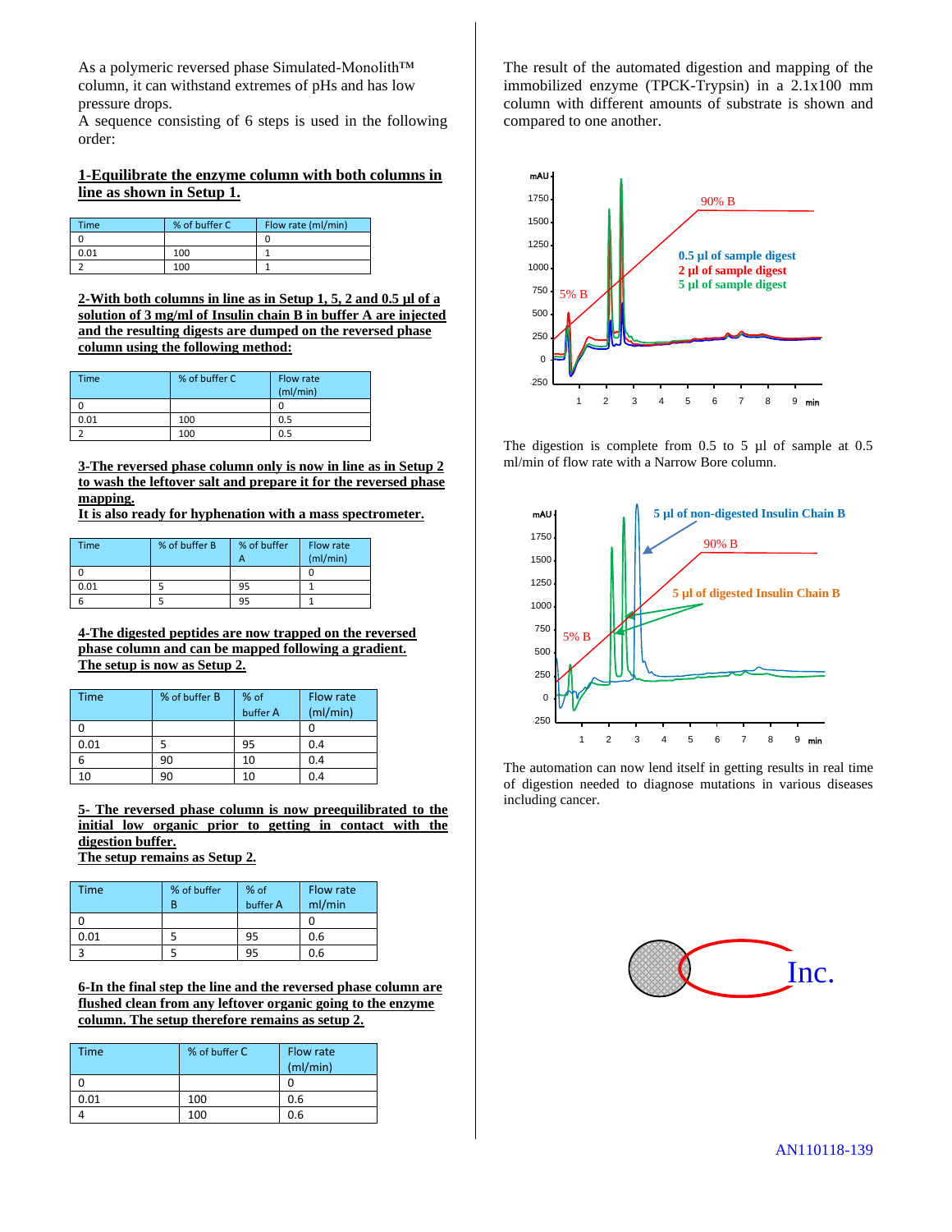As a polymeric reversed phase Simulated-Monolith™ column, it can withstand extremes of pHs and has low pressure drops.
A sequence consisting of 6 steps is used in the following order:

**1-Equilibrate the enzyme column with both columns in line as shown in Setup 1.**

| Time | % of buffer C | Flow rate (ml/min) |
|---|---|---|
| 0 | | 0 |
| 0.01 | 100 | 1 |
| 2 | 100 | 1 |

**2-With both columns in line as in Setup 1, 5, 2 and 0.5 µl of a solution of 3 mg/ml of Insulin chain B in buffer A are injected and the resulting digests are dumped on the reversed phase column using the following method:**

| Time | % of buffer C | Flow rate (ml/min) |
|---|---|---|
| 0 | | 0 |
| 0.01 | 100 | 0.5 |
| 2 | 100 | 0.5 |

**3-The reversed phase column only is now in line as in Setup 2 to wash the leftover salt and prepare it for the reversed phase mapping.**
**It is also ready for hyphenation with a mass spectrometer.**

| Time | % of buffer B | % of buffer A | Flow rate (ml/min) |
|---|---|---|---|
| 0 | | | 0 |
| 0.01 | 5 | 95 | 1 |
| 6 | 5 | 95 | 1 |

**4-The digested peptides are now trapped on the reversed phase column and can be mapped following a gradient. The setup is now as Setup 2.**

| Time | % of buffer B | % of buffer A | Flow rate (ml/min) |
|---|---|---|---|
| 0 | | | 0 |
| 0.01 | 5 | 95 | 0.4 |
| 6 | 90 | 10 | 0.4 |
| 10 | 90 | 10 | 0.4 |

**5- The reversed phase column is now preequilibrated to the initial low organic prior to getting in contact with the digestion buffer.**
**The setup remains as Setup 2.**

| Time | % of buffer B | % of buffer A | Flow rate ml/min |
|---|---|---|---|
| 0 | | | 0 |
| 0.01 | 5 | 95 | 0.6 |
| 3 | 5 | 95 | 0.6 |

**6-In the final step the line and the reversed phase column are flushed clean from any leftover organic going to the enzyme column. The setup therefore remains as setup 2.**

| Time | % of buffer C | Flow rate (ml/min) |
|---|---|---|
| 0 | | 0 |
| 0.01 | 100 | 0.6 |
| 4 | 100 | 0.6 |

The result of the automated digestion and mapping of the immobilized enzyme (TPCK-Trypsin) in a 2.1x100 mm column with different amounts of substrate is shown and compared to one another.

mAU
1750
1500
1250
1000
750
500
250
0
-250
1 2 3 4 5 6 7 8 9 min
90% B
5% B
0.5 µl of sample digest
2 µl of sample digest
5 µl of sample digest

The digestion is complete from 0.5 to 5 µl of sample at 0.5 ml/min of flow rate with a Narrow Bore column.

mAU
1750
1500
1250
1000
750
500
250
0
-250
1 2 3 4 5 6 7 8 9 min
5 µl of non-digested Insulin Chain B
90% B
5 µl of digested Insulin Chain B
5% B

The automation can now lend itself in getting results in real time of digestion needed to diagnose mutations in various diseases including cancer.

Inc.

AN110118-139